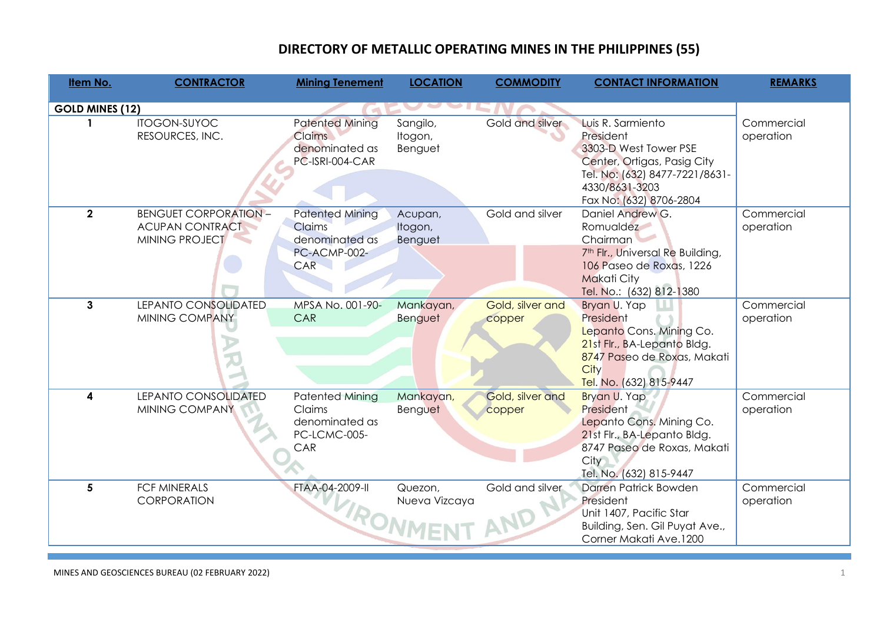# DIRECTORY OF METALLIC OPERATING MINES IN THE PHILIPPINES (55)

| Item No. | CONTRACTOR | Mining Tenement | LOCATION | COMMODITY | CONTACT INFORMATION | REMARKS |
|---|---|---|---|---|---|---|
| **GOLD MINES (12)** | | | | | | |
| 1 | ITOGON-SUYOC RESOURCES, INC. | Patented Mining Claims denominated as PC-ISRI-004-CAR | Sangilo, Itogon, Benguet | Gold and silver | Luis R. Sarmiento<br>President<br>3303-D West Tower PSE Center, Ortigas, Pasig City<br>Tel. No: (632) 8477-7221/8631-4330/8631-3203<br>Fax No: (632) 8706-2804 | Commercial operation |
| 2 | BENGUET CORPORATION – ACUPAN CONTRACT MINING PROJECT | Patented Mining Claims denominated as PC-ACMP-002-CAR | Acupan, Itogon, Benguet | Gold and silver | Daniel Andrew G. Romualdez<br>Chairman<br>7th Flr., Universal Re Building, 106 Paseo de Roxas, 1226 Makati City<br>Tel. No.: (632) 812-1380 | Commercial operation |
| 3 | LEPANTO CONSOLIDATED MINING COMPANY | MPSA No. 001-90-CAR | Mankayan, Benguet | Gold, silver and copper | Bryan U. Yap<br>President<br>Lepanto Cons. Mining Co.<br>21st Flr., BA-Lepanto Bldg. 8747 Paseo de Roxas, Makati City<br>Tel. No. (632) 815-9447 | Commercial operation |
| 4 | LEPANTO CONSOLIDATED MINING COMPANY | Patented Mining Claims denominated as PC-LCMC-005-CAR | Mankayan, Benguet | Gold, silver and copper | Bryan U. Yap<br>President<br>Lepanto Cons. Mining Co.<br>21st Flr., BA-Lepanto Bldg. 8747 Paseo de Roxas, Makati City<br>Tel. No. (632) 815-9447 | Commercial operation |
| 5 | FCF MINERALS CORPORATION | FTAA-04-2009-II | Quezon, Nueva Vizcaya | Gold and silver | Darren Patrick Bowden<br>President<br>Unit 1407, Pacific Star Building, Sen. Gil Puyat Ave., Corner Makati Ave.1200 | Commercial operation |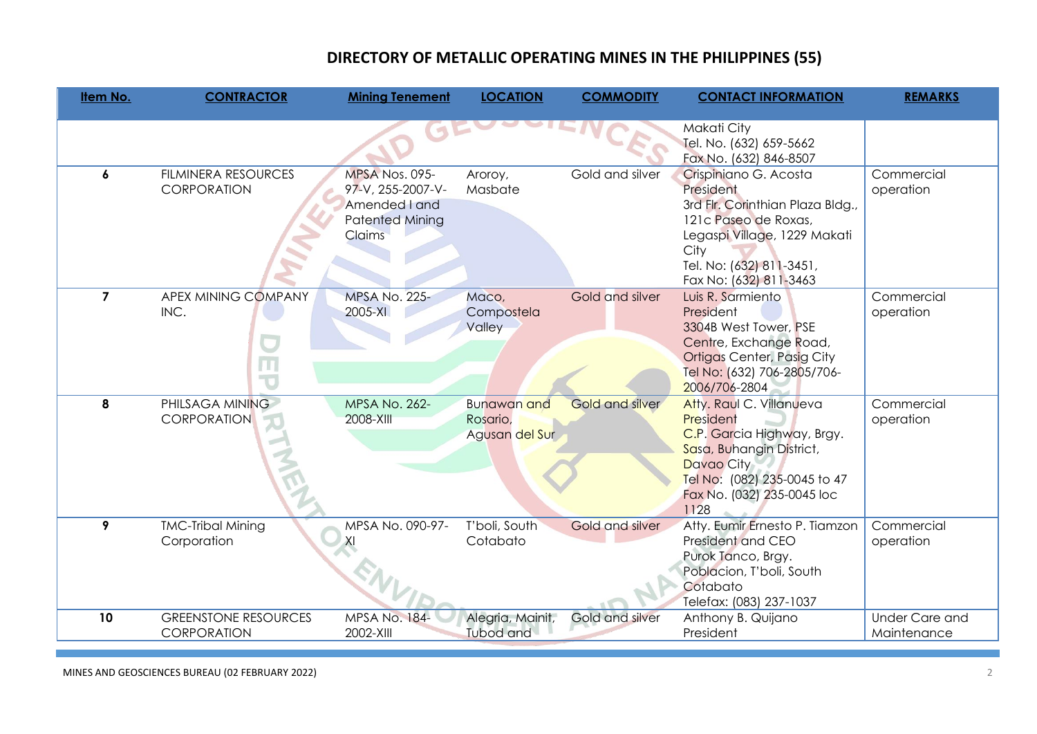# DIRECTORY OF METALLIC OPERATING MINES IN THE PHILIPPINES (55)

| Item No. | CONTRACTOR | Mining Tenement | LOCATION | COMMODITY | CONTACT INFORMATION | REMARKS |
|---|---|---|---|---|---|---|
| | | | | | Makati City Tel. No. (632) 659-5662 Fax No. (632) 846-8507 | |
| 6 | FILMINERA RESOURCES CORPORATION | MPSA Nos. 095-97-V, 255-2007-V-Amended I and Patented Mining Claims | Aroroy, Masbate | Gold and silver | Crispiniano G. Acosta President 3rd Flr. Corinthian Plaza Bldg., 121c Paseo de Roxas, Legaspi Village, 1229 Makati City Tel. No: (632) 811-3451, Fax No: (632) 811-3463 | Commercial operation |
| 7 | APEX MINING COMPANY INC. | MPSA No. 225-2005-XI | Maco, Compostela Valley | Gold and silver | Luis R. Sarmiento President 3304B West Tower, PSE Centre, Exchange Road, Ortigas Center, Pasig City Tel No: (632) 706-2805/706-2006/706-2804 | Commercial operation |
| 8 | PHILSAGA MINING CORPORATION | MPSA No. 262-2008-XIII | Bunawan and Rosario, Agusan del Sur | Gold and silver | Atty. Raul C. Villanueva President C.P. Garcia Highway, Brgy. Sasa, Buhangin District, Davao City Tel No: (082) 235-0045 to 47 Fax No. (032) 235-0045 loc 1128 | Commercial operation |
| 9 | TMC-Tribal Mining Corporation | MPSA No. 090-97-XI | T'boli, South Cotabato | Gold and silver | Atty. Eumir Ernesto P. Tiamzon President and CEO Purok Tanco, Brgy. Poblacion, T'boli, South Cotabato Telefax: (083) 237-1037 | Commercial operation |
| 10 | GREENSTONE RESOURCES CORPORATION | MPSA No. 184-2002-XIII | Alegria, Mainit, Tubod and | Gold and silver | Anthony B. Quijano President | Under Care and Maintenance |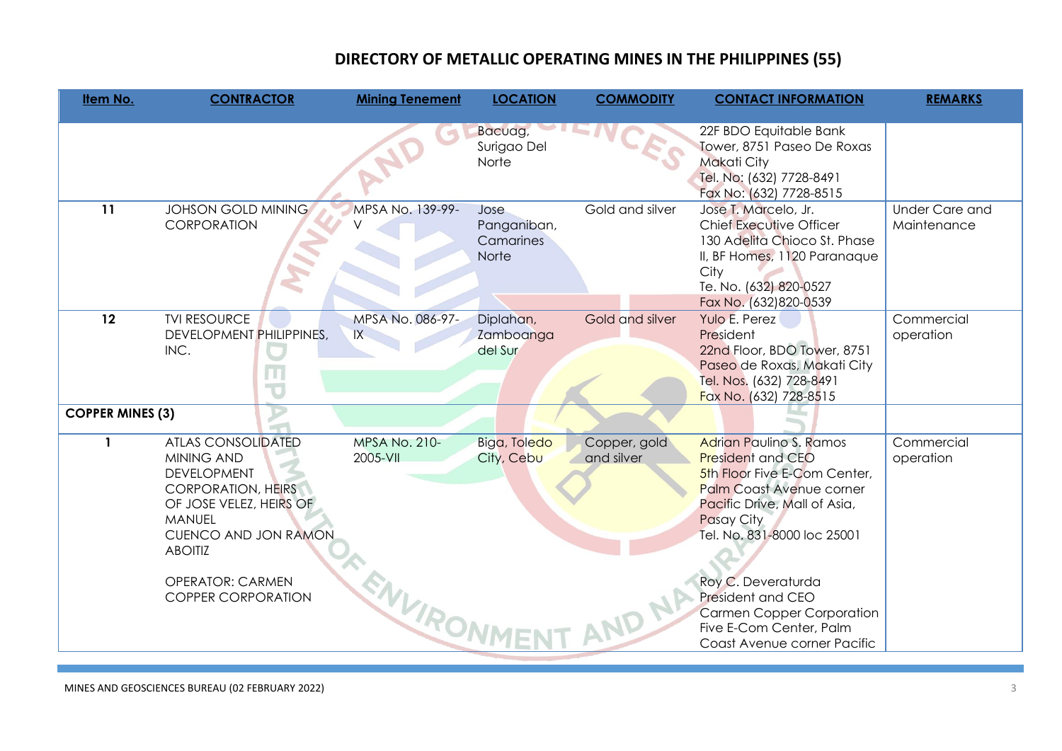# DIRECTORY OF METALLIC OPERATING MINES IN THE PHILIPPINES (55)

| Item No. | CONTRACTOR | Mining Tenement | LOCATION | COMMODITY | CONTACT INFORMATION | REMARKS |
|---|---|---|---|---|---|---|
| | | | Bacuag, Surigao Del Norte | | 22F BDO Equitable Bank Tower, 8751 Paseo De Roxas Makati City Tel. No: (632) 7728-8491 Fax No: (632) 7728-8515 | |
| 11 | JOHSON GOLD MINING CORPORATION | MPSA No. 139-99-V | Jose Panganiban, Camarines Norte | Gold and silver | Jose T. Marcelo, Jr. Chief Executive Officer 130 Adelita Chioco St. Phase II, BF Homes, 1120 Paranaque City Te. No. (632) 820-0527 Fax No. (632)820-0539 | Under Care and Maintenance |
| 12 | TVI RESOURCE DEVELOPMENT PHILIPPINES, INC. | MPSA No. 086-97-IX | Diplahan, Zamboanga del Sur | Gold and silver | Yulo E. Perez President 22nd Floor, BDO Tower, 8751 Paseo de Roxas, Makati City Tel. Nos. (632) 728-8491 Fax No. (632) 728-8515 | Commercial operation |
| **COPPER MINES (3)** | | | | | | |
| 1 | ATLAS CONSOLIDATED MINING AND DEVELOPMENT CORPORATION, HEIRS OF JOSE VELEZ, HEIRS OF MANUEL CUENCO AND JON RAMON ABOITIZ<br><br>OPERATOR: CARMEN COPPER CORPORATION | MPSA No. 210-2005-VII | Biga, Toledo City, Cebu | Copper, gold and silver | Adrian Paulino S. Ramos President and CEO 5th Floor Five E-Com Center, Palm Coast Avenue corner Pacific Drive, Mall of Asia, Pasay City Tel. No. 831-8000 loc 25001<br><br>Roy C. Deveraturda President and CEO Carmen Copper Corporation Five E-Com Center, Palm Coast Avenue corner Pacific | Commercial operation |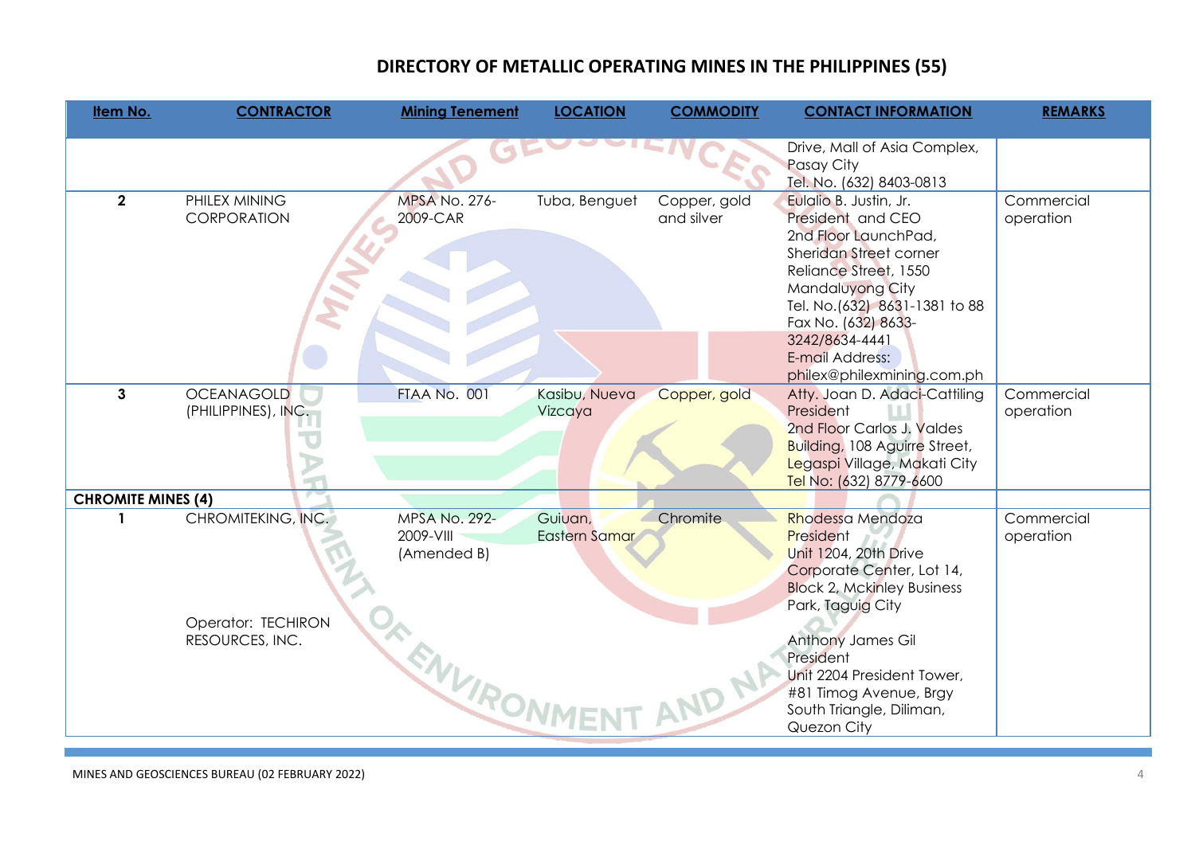# DIRECTORY OF METALLIC OPERATING MINES IN THE PHILIPPINES (55)

| Item No. | CONTRACTOR | Mining Tenement | LOCATION | COMMODITY | CONTACT INFORMATION | REMARKS |
|---|---|---|---|---|---|---|
| | | | | | Drive, Mall of Asia Complex, Pasay City Tel. No. (632) 8403-0813 | |
| 2 | PHILEX MINING CORPORATION | MPSA No. 276-2009-CAR | Tuba, Benguet | Copper, gold and silver | Eulalio B. Justin, Jr. President and CEO 2nd Floor LaunchPad, Sheridan Street corner Reliance Street, 1550 Mandaluyong City Tel. No.(632) 8631-1381 to 88 Fax No. (632) 8633-3242/8634-4441 E-mail Address: philex@philexmining.com.ph | Commercial operation |
| 3 | OCEANAGOLD (PHILIPPINES), INC. | FTAA No. 001 | Kasibu, Nueva Vizcaya | Copper, gold | Atty. Joan D. Adaci-Cattiling President 2nd Floor Carlos J. Valdes Building, 108 Aguirre Street, Legaspi Village, Makati City Tel No: (632) 8779-6600 | Commercial operation |
| **CHROMITE MINES (4)** | | | | | | |
| 1 | CHROMITEKING, INC. Operator: TECHIRON RESOURCES, INC. | MPSA No. 292-2009-VIII (Amended B) | Guiuan, Eastern Samar | Chromite | Rhodessa Mendoza President Unit 1204, 20th Drive Corporate Center, Lot 14, Block 2, Mckinley Business Park, Taguig City<br><br>Anthony James Gil President Unit 2204 President Tower, #81 Timog Avenue, Brgy South Triangle, Diliman, Quezon City | Commercial operation |

MINES AND GEOSCIENCES BUREAU (02 FEBRUARY 2022)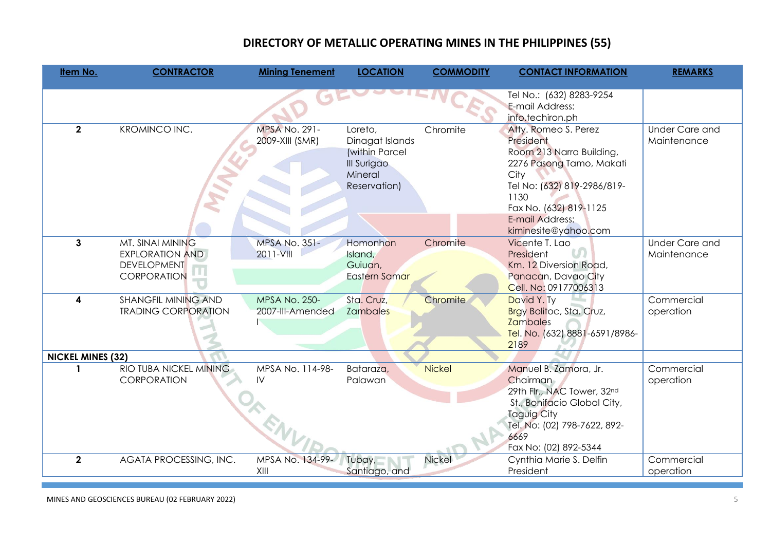# DIRECTORY OF METALLIC OPERATING MINES IN THE PHILIPPINES (55)

| Item No. | CONTRACTOR | Mining Tenement | LOCATION | COMMODITY | CONTACT INFORMATION | REMARKS |
|---|---|---|---|---|---|---|
| | | | | | Tel No.: (632) 8283-9254<br>E-mail Address:<br>info.techiron.ph | |
| 2 | KROMINCO INC. | MPSA No. 291-2009-XIII (SMR) | Loreto, Dinagat Islands (within Parcel III Surigao Mineral Reservation) | Chromite | Atty. Romeo S. Perez<br>President<br>Room 213 Narra Building, 2276 Pasong Tamo, Makati City<br>Tel No: (632) 819-2986/819-1130<br>Fax No. (632) 819-1125<br>E-mail Address:<br>kiminesite@yahoo.com | Under Care and Maintenance |
| 3 | MT. SINAI MINING EXPLORATION AND DEVELOPMENT CORPORATION | MPSA No. 351-2011-VIII | Homonhon Island, Guiuan, Eastern Samar | Chromite | Vicente T. Lao<br>President<br>Km. 12 Diversion Road, Panacan, Davao City<br>Cell. No: 09177006313 | Under Care and Maintenance |
| 4 | SHANGFIL MINING AND TRADING CORPORATION | MPSA No. 250-2007-III-Amended I | Sta. Cruz, Zambales | Chromite | David Y. Ty<br>Brgy Bolitoc, Sta. Cruz, Zambales<br>Tel. No. (632) 8881-6591/8986-2189 | Commercial operation |
| **NICKEL MINES (32)** | | | | | | |
| 1 | RIO TUBA NICKEL MINING CORPORATION | MPSA No. 114-98-IV | Bataraza, Palawan | Nickel | Manuel B. Zamora, Jr.<br>Chairman<br>29th Flr., NAC Tower, 32nd St., Bonifacio Global City, Taguig City<br>Tel. No: (02) 798-7622, 892-6669<br>Fax No: (02) 892-5344 | Commercial operation |
| 2 | AGATA PROCESSING, INC. | MPSA No. 134-99-XIII | Tubay, Santiago, and | Nickel | Cynthia Marie S. Delfin<br>President | Commercial operation |

MINES AND GEOSCIENCES BUREAU (02 FEBRUARY 2022)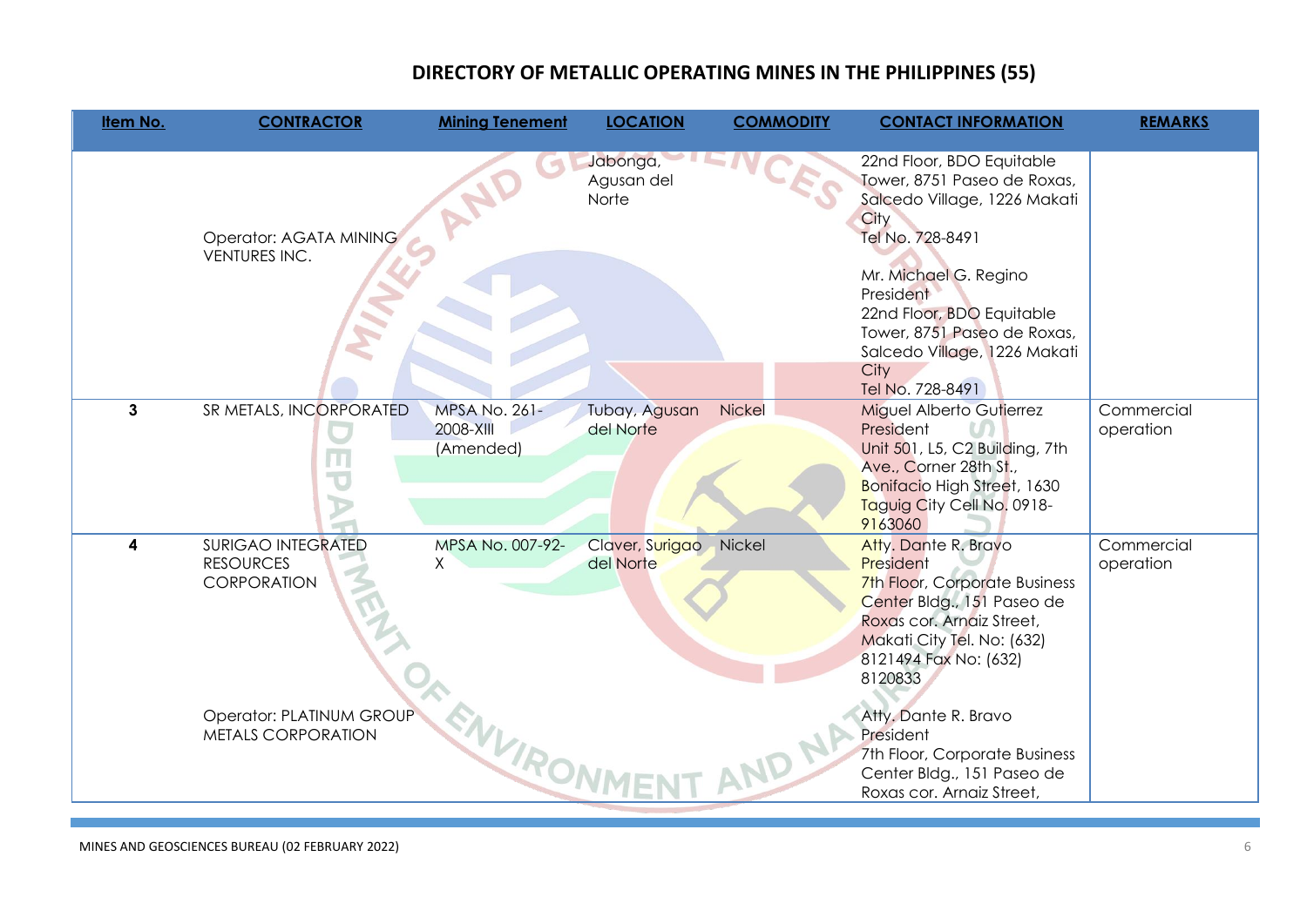# DIRECTORY OF METALLIC OPERATING MINES IN THE PHILIPPINES (55)

| Item No. | CONTRACTOR | Mining Tenement | LOCATION | COMMODITY | CONTACT INFORMATION | REMARKS |
|---|---|---|---|---|---|---|
| | Operator: AGATA MINING VENTURES INC. | | Jabonga, Agusan del Norte | | 22nd Floor, BDO Equitable Tower, 8751 Paseo de Roxas, Salcedo Village, 1226 Makati City Tel No. 728-8491<br><br>Mr. Michael G. Regino President 22nd Floor, BDO Equitable Tower, 8751 Paseo de Roxas, Salcedo Village, 1226 Makati City Tel No. 728-8491 | |
| **3** | SR METALS, INCORPORATED | MPSA No. 261-2008-XIII (Amended) | Tubay, Agusan del Norte | Nickel | Miguel Alberto Gutierrez President Unit 501, L5, C2 Building, 7th Ave., Corner 28th St., Bonifacio High Street, 1630 Taguig City Cell No. 0918-9163060 | Commercial operation |
| **4** | SURIGAO INTEGRATED RESOURCES CORPORATION<br><br>Operator: PLATINUM GROUP METALS CORPORATION | MPSA No. 007-92-X | Claver, Surigao del Norte | Nickel | Atty. Dante R. Bravo President 7th Floor, Corporate Business Center Bldg., 151 Paseo de Roxas cor. Arnaiz Street, Makati City Tel. No: (632) 8121494 Fax No: (632) 8120833<br><br>Atty. Dante R. Bravo President 7th Floor, Corporate Business Center Bldg., 151 Paseo de Roxas cor. Arnaiz Street, | Commercial operation |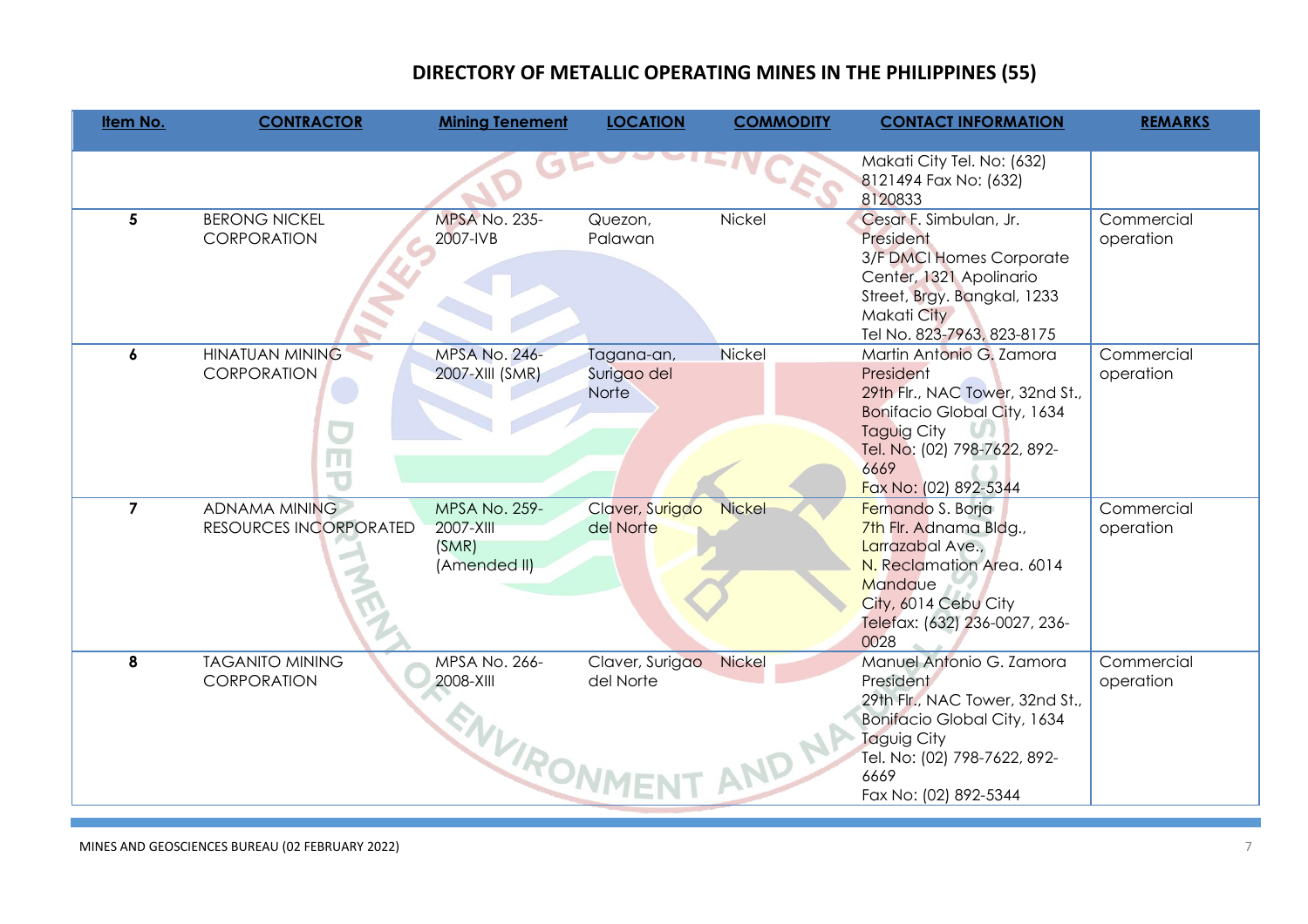## DIRECTORY OF METALLIC OPERATING MINES IN THE PHILIPPINES (55)

| Item No. | CONTRACTOR | Mining Tenement | LOCATION | COMMODITY | CONTACT INFORMATION | REMARKS |
|---|---|---|---|---|---|---|
| | | | | | Makati City Tel. No: (632) 8121494 Fax No: (632) 8120833 | |
| 5 | BERONG NICKEL CORPORATION | MPSA No. 235-2007-IVB | Quezon, Palawan | Nickel | Cesar F. Simbulan, Jr.<br>President<br>3/F DMCI Homes Corporate Center, 1321 Apolinario Street, Brgy. Bangkal, 1233 Makati City<br>Tel No. 823-7963, 823-8175 | Commercial operation |
| 6 | HINATUAN MINING CORPORATION | MPSA No. 246-2007-XIII (SMR) | Tagana-an, Surigao del Norte | Nickel | Martin Antonio G. Zamora<br>President<br>29th Flr., NAC Tower, 32nd St., Bonifacio Global City, 1634 Taguig City<br>Tel. No: (02) 798-7622, 892-6669<br>Fax No: (02) 892-5344 | Commercial operation |
| 7 | ADNAMA MINING RESOURCES INCORPORATED | MPSA No. 259-2007-XIII (SMR) (Amended II) | Claver, Surigao del Norte | Nickel | Fernando S. Borja<br>7th Flr. Adnama Bldg., Larrazabal Ave.,<br>N. Reclamation Area. 6014 Mandaue<br>City, 6014 Cebu City<br>Telefax: (632) 236-0027, 236-0028 | Commercial operation |
| 8 | TAGANITO MINING CORPORATION | MPSA No. 266-2008-XIII | Claver, Surigao del Norte | Nickel | Manuel Antonio G. Zamora<br>President<br>29th Flr., NAC Tower, 32nd St., Bonifacio Global City, 1634 Taguig City<br>Tel. No: (02) 798-7622, 892-6669<br>Fax No: (02) 892-5344 | Commercial operation |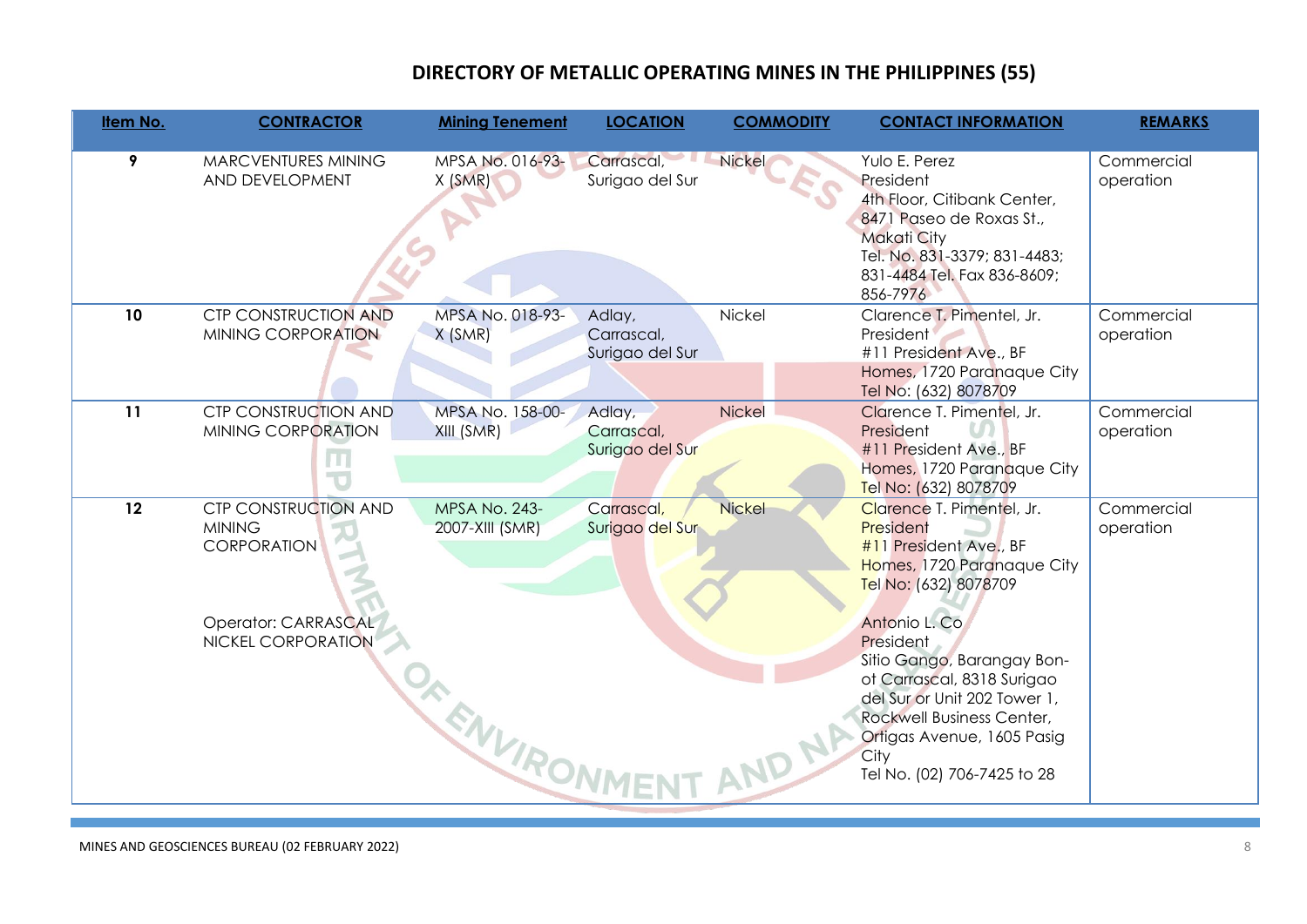## DIRECTORY OF METALLIC OPERATING MINES IN THE PHILIPPINES (55)

| Item No. | CONTRACTOR | Mining Tenement | LOCATION | COMMODITY | CONTACT INFORMATION | REMARKS |
|---|---|---|---|---|---|---|
| 9 | MARCVENTURES MINING AND DEVELOPMENT | MPSA No. 016-93-X (SMR) | Carrascal, Surigao del Sur | Nickel | Yulo E. Perez<br>President<br>4th Floor, Citibank Center, 8471 Paseo de Roxas St., Makati City<br>Tel. No. 831-3379; 831-4483; 831-4484 Tel. Fax 836-8609; 856-7976 | Commercial operation |
| 10 | CTP CONSTRUCTION AND MINING CORPORATION | MPSA No. 018-93-X (SMR) | Adlay, Carrascal, Surigao del Sur | Nickel | Clarence T. Pimentel, Jr.<br>President<br>#11 President Ave., BF Homes, 1720 Paranaque City<br>Tel No: (632) 8078709 | Commercial operation |
| 11 | CTP CONSTRUCTION AND MINING CORPORATION | MPSA No. 158-00-XIII (SMR) | Adlay, Carrascal, Surigao del Sur | Nickel | Clarence T. Pimentel, Jr.<br>President<br>#11 President Ave., BF Homes, 1720 Paranaque City<br>Tel No: (632) 8078709 | Commercial operation |
| 12 | CTP CONSTRUCTION AND MINING CORPORATION<br><br>Operator: CARRASCAL NICKEL CORPORATION | MPSA No. 243-2007-XIII (SMR) | Carrascal, Surigao del Sur | Nickel | Clarence T. Pimentel, Jr.<br>President<br>#11 President Ave., BF Homes, 1720 Paranaque City<br>Tel No: (632) 8078709<br><br>Antonio L. Co<br>President<br>Sitio Gango, Barangay Bon-ot Carrascal, 8318 Surigao del Sur or Unit 202 Tower 1, Rockwell Business Center, Ortigas Avenue, 1605 Pasig City<br>Tel No. (02) 706-7425 to 28 | Commercial operation |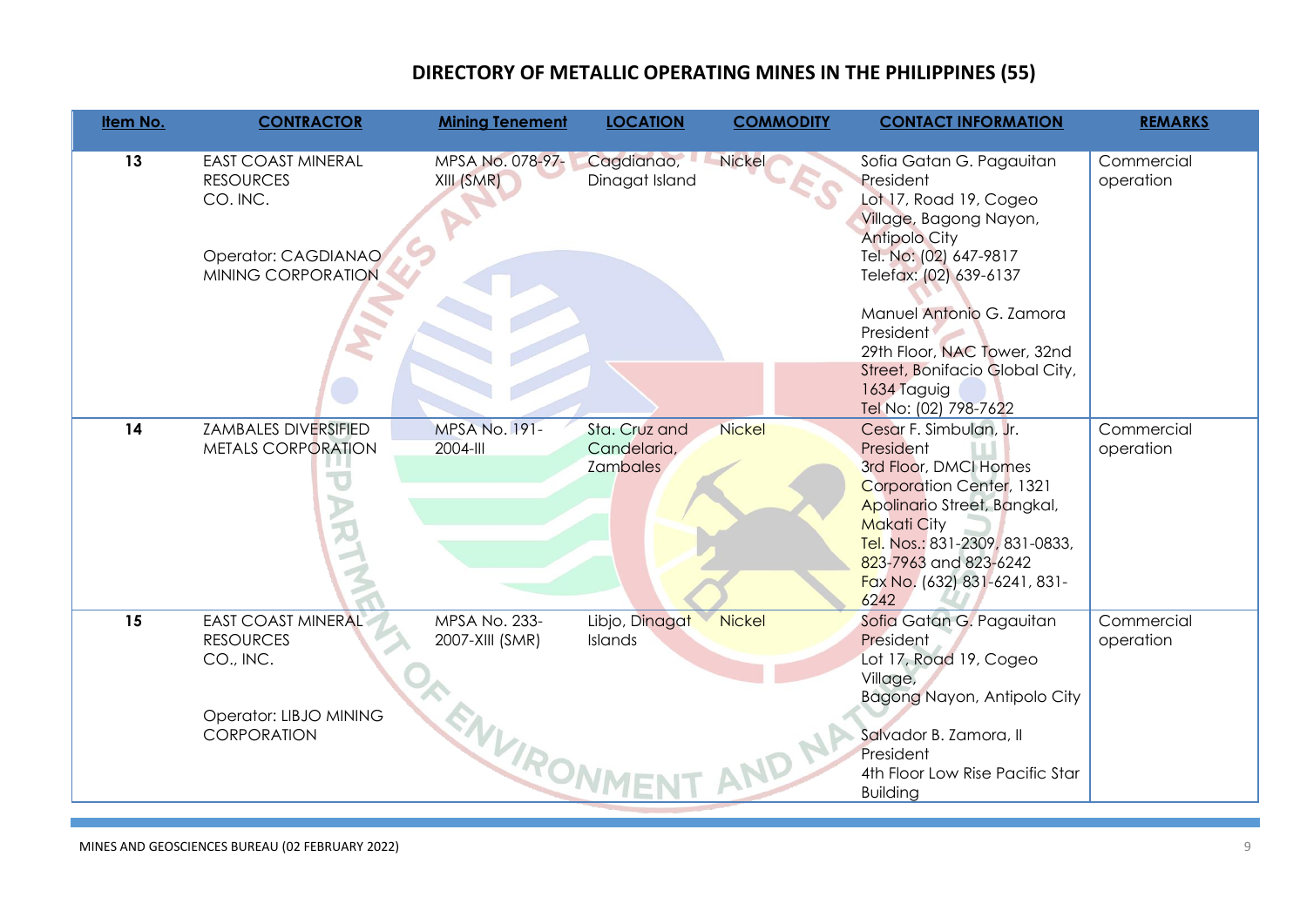# DIRECTORY OF METALLIC OPERATING MINES IN THE PHILIPPINES (55)

| Item No. | CONTRACTOR | Mining Tenement | LOCATION | COMMODITY | CONTACT INFORMATION | REMARKS |
|---|---|---|---|---|---|---|
| 13 | EAST COAST MINERAL RESOURCES CO. INC.<br><br>Operator: CAGDIANAO MINING CORPORATION | MPSA No. 078-97-XIII (SMR) | Cagdianao, Dinagat Island | Nickel | Sofia Gatan G. Pagauitan<br>President<br>Lot 17, Road 19, Cogeo Village, Bagong Nayon, Antipolo City<br>Tel. No: (02) 647-9817<br>Telefax: (02) 639-6137<br><br>Manuel Antonio G. Zamora<br>President<br>29th Floor, NAC Tower, 32nd Street, Bonifacio Global City, 1634 Taguig<br>Tel No: (02) 798-7622 | Commercial operation |
| 14 | ZAMBALES DIVERSIFIED METALS CORPORATION | MPSA No. 191-2004-III | Sta. Cruz and Candelaria, Zambales | Nickel | Cesar F. Simbulan, Jr.<br>President<br>3rd Floor, DMCI Homes Corporation Center, 1321 Apolinario Street, Bangkal, Makati City<br>Tel. Nos.: 831-2309, 831-0833, 823-7963 and 823-6242<br>Fax No. (632) 831-6241, 831-6242 | Commercial operation |
| 15 | EAST COAST MINERAL RESOURCES CO., INC.<br><br>Operator: LIBJO MINING CORPORATION | MPSA No. 233-2007-XIII (SMR) | Libjo, Dinagat Islands | Nickel | Sofia Gatan G. Pagauitan<br>President<br>Lot 17, Road 19, Cogeo Village,<br>Bagong Nayon, Antipolo City<br><br>Salvador B. Zamora, II<br>President<br>4th Floor Low Rise Pacific Star Building | Commercial operation |

MINES AND GEOSCIENCES BUREAU (02 FEBRUARY 2022)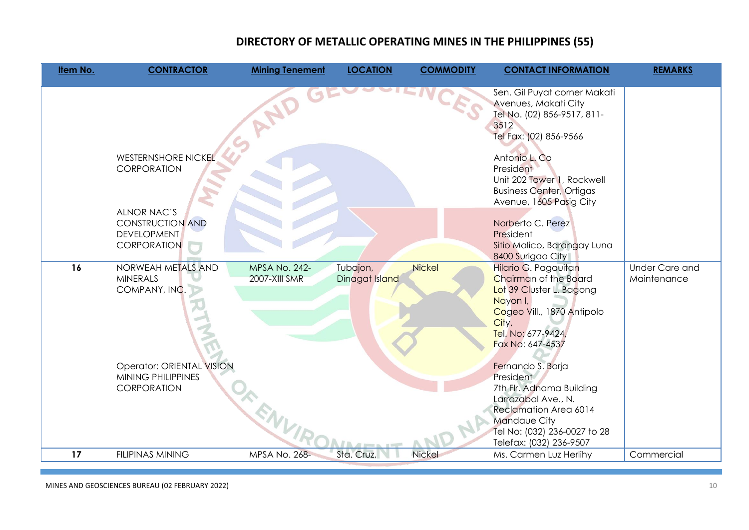# DIRECTORY OF METALLIC OPERATING MINES IN THE PHILIPPINES (55)

| Item No. | CONTRACTOR | Mining Tenement | LOCATION | COMMODITY | CONTACT INFORMATION | REMARKS |
|---|---|---|---|---|---|---|
| | | | | | Sen. Gil Puyat corner Makati Avenues, Makati City Tel No. (02) 856-9517, 811-3512 Tel Fax: (02) 856-9566 | |
| | WESTERNSHORE NICKEL CORPORATION | | | | Antonio L. Co President Unit 202 Tower 1, Rockwell Business Center, Ortigas Avenue, 1605 Pasig City | |
| | ALNOR NAC'S CONSTRUCTION AND DEVELOPMENT CORPORATION | | | | Norberto C. Perez President Sitio Malico, Barangay Luna 8400 Surigao City | |
| 16 | NORWEAH METALS AND MINERALS COMPANY, INC. | MPSA No. 242-2007-XIII SMR | Tubajon, Dinagat Island | Nickel | Hilario G. Pagauitan Chairman of the Board Lot 39 Cluster L. Bagong Nayon I, Cogeo Vill., 1870 Antipolo City, Tel. No: 677-9424, Fax No: 647-4537 | Under Care and Maintenance |
| | Operator: ORIENTAL VISION MINING PHILIPPINES CORPORATION | | | | Fernando S. Borja President 7th Flr. Adnama Building Larrazabal Ave., N. Reclamation Area 6014 Mandaue City Tel No: (032) 236-0027 to 28 Telefax: (032) 236-9507 | |
| 17 | FILIPINAS MINING | MPSA No. 268- | Sta. Cruz, | Nickel | Ms. Carmen Luz Herlihy | Commercial |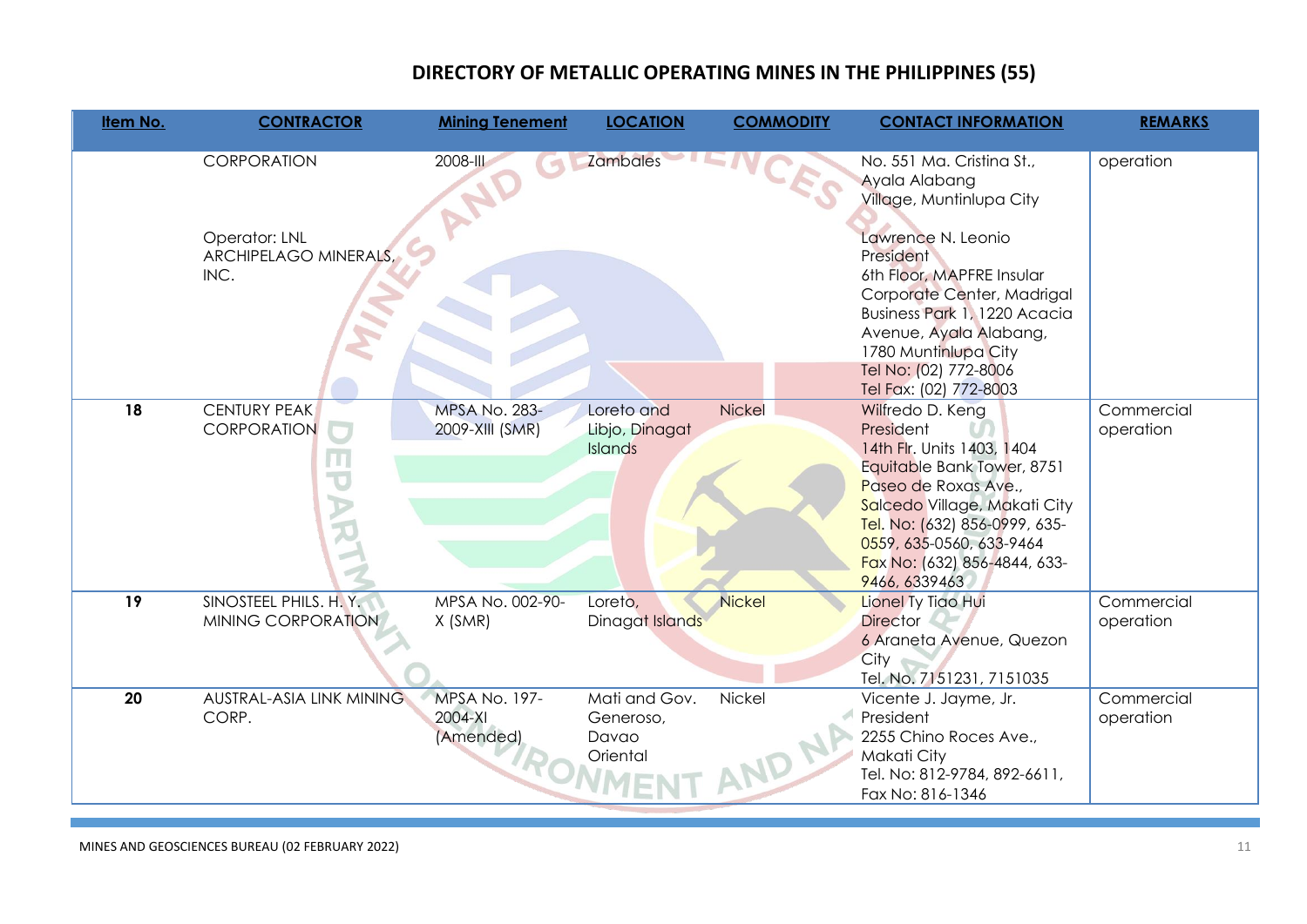# DIRECTORY OF METALLIC OPERATING MINES IN THE PHILIPPINES (55)

| Item No. | CONTRACTOR | Mining Tenement | LOCATION | COMMODITY | CONTACT INFORMATION | REMARKS |
|---|---|---|---|---|---|---|
| | CORPORATION<br><br>Operator: LNL ARCHIPELAGO MINERALS, INC. | 2008-III | Zambales | | No. 551 Ma. Cristina St., Ayala Alabang Village, Muntinlupa City<br><br>Lawrence N. Leonio<br>President<br>6th Floor, MAPFRE Insular Corporate Center, Madrigal Business Park 1, 1220 Acacia Avenue, Ayala Alabang, 1780 Muntinlupa City<br>Tel No: (02) 772-8006<br>Tel Fax: (02) 772-8003 | operation |
| 18 | CENTURY PEAK CORPORATION | MPSA No. 283-2009-XIII (SMR) | Loreto and Libjo, Dinagat Islands | Nickel | Wilfredo D. Keng<br>President<br>14th Flr. Units 1403, 1404 Equitable Bank Tower, 8751 Paseo de Roxas Ave., Salcedo Village, Makati City<br>Tel. No: (632) 856-0999, 635-0559, 635-0560, 633-9464<br>Fax No: (632) 856-4844, 633-9466, 6339463 | Commercial operation |
| 19 | SINOSTEEL PHILS. H. Y. MINING CORPORATION | MPSA No. 002-90-X (SMR) | Loreto, Dinagat Islands | Nickel | Lionel Ty Tiao Hui<br>Director<br>6 Araneta Avenue, Quezon City<br>Tel. No. 7151231, 7151035 | Commercial operation |
| 20 | AUSTRAL-ASIA LINK MINING CORP. | MPSA No. 197-2004-XI (Amended) | Mati and Gov. Generoso, Davao Oriental | Nickel | Vicente J. Jayme, Jr.<br>President<br>2255 Chino Roces Ave., Makati City<br>Tel. No: 812-9784, 892-6611,<br>Fax No: 816-1346 | Commercial operation |

MINES AND GEOSCIENCES BUREAU (02 FEBRUARY 2022)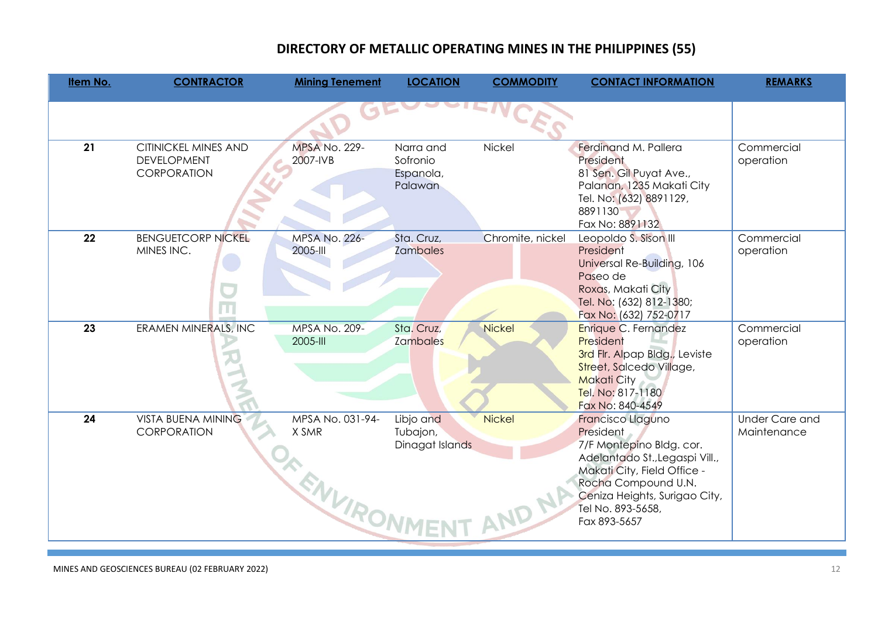# DIRECTORY OF METALLIC OPERATING MINES IN THE PHILIPPINES (55)

| Item No. | CONTRACTOR | Mining Tenement | LOCATION | COMMODITY | CONTACT INFORMATION | REMARKS |
|---|---|---|---|---|---|---|
| | | | | | | |
| 21 | CITINICKEL MINES AND DEVELOPMENT CORPORATION | MPSA No. 229-2007-IVB | Narra and Sofronio Espanola, Palawan | Nickel | Ferdinand M. Pallera<br>President<br>81 Sen. Gil Puyat Ave., Palanan, 1235 Makati City<br>Tel. No: (632) 8891129, 8891130<br>Fax No: 8891132 | Commercial operation |
| 22 | BENGUETCORP NICKEL MINES INC. | MPSA No. 226-2005-III | Sta. Cruz, Zambales | Chromite, nickel | Leopoldo S. Sison III<br>President<br>Universal Re-Building, 106 Paseo de Roxas, Makati City<br>Tel. No: (632) 812-1380;<br>Fax No: (632) 752-0717 | Commercial operation |
| 23 | ERAMEN MINERALS, INC | MPSA No. 209-2005-III | Sta. Cruz, Zambales | Nickel | Enrique C. Fernandez<br>President<br>3rd Flr. Alpap Bldg., Leviste Street, Salcedo Village, Makati City<br>Tel. No: 817-1180<br>Fax No: 840-4549 | Commercial operation |
| 24 | VISTA BUENA MINING CORPORATION | MPSA No. 031-94-X SMR | Libjo and Tubajon, Dinagat Islands | Nickel | Francisco Llaguno<br>President<br>7/F Montepino Bldg. cor. Adelantado St.,Legaspi Vill., Makati City, Field Office - Rocha Compound U.N. Ceniza Heights, Surigao City,<br>Tel No. 893-5658,<br>Fax 893-5657 | Under Care and Maintenance |

MINES AND GEOSCIENCES BUREAU (02 FEBRUARY 2022)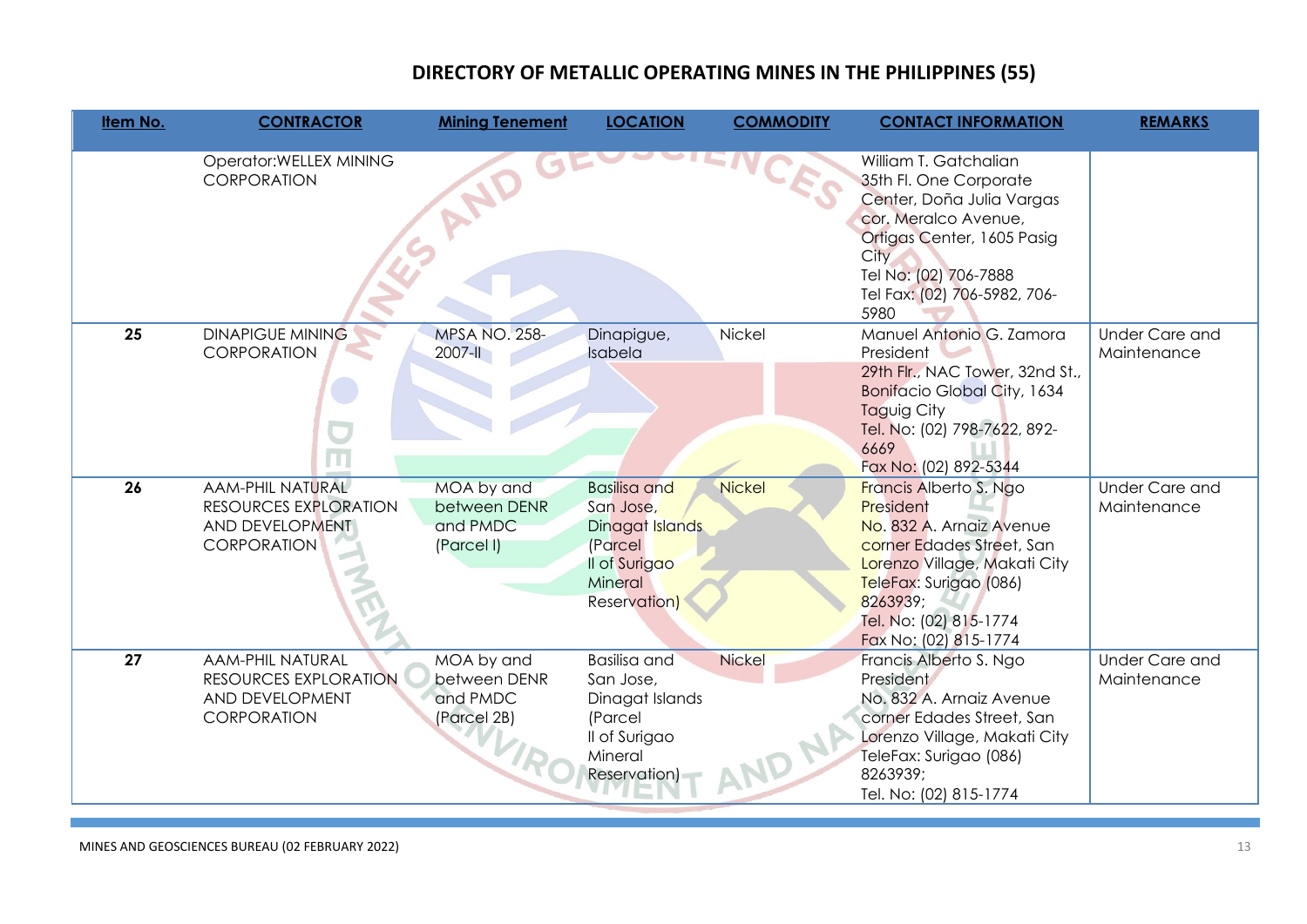# DIRECTORY OF METALLIC OPERATING MINES IN THE PHILIPPINES (55)

| Item No. | CONTRACTOR | Mining Tenement | LOCATION | COMMODITY | CONTACT INFORMATION | REMARKS |
|---|---|---|---|---|---|---|
| | Operator:WELLEX MINING CORPORATION | | | | William T. Gatchalian<br>35th Fl. One Corporate Center, Doña Julia Vargas cor. Meralco Avenue, Ortigas Center, 1605 Pasig City<br>Tel No: (02) 706-7888<br>Tel Fax: (02) 706-5982, 706-5980 | |
| 25 | DINAPIGUE MINING CORPORATION | MPSA NO. 258-2007-II | Dinapigue, Isabela | Nickel | Manuel Antonio G. Zamora<br>President<br>29th Flr., NAC Tower, 32nd St., Bonifacio Global City, 1634 Taguig City<br>Tel. No: (02) 798-7622, 892-6669<br>Fax No: (02) 892-5344 | Under Care and Maintenance |
| 26 | AAM-PHIL NATURAL RESOURCES EXPLORATION AND DEVELOPMENT CORPORATION | MOA by and between DENR and PMDC (Parcel I) | Basilisa and San Jose, Dinagat Islands (Parcel II of Surigao Mineral Reservation) | Nickel | Francis Alberto S. Ngo<br>President<br>No. 832 A. Arnaiz Avenue corner Edades Street, San Lorenzo Village, Makati City<br>TeleFax: Surigao (086) 8263939;<br>Tel. No: (02) 815-1774<br>Fax No: (02) 815-1774 | Under Care and Maintenance |
| 27 | AAM-PHIL NATURAL RESOURCES EXPLORATION AND DEVELOPMENT CORPORATION | MOA by and between DENR and PMDC (Parcel 2B) | Basilisa and San Jose, Dinagat Islands (Parcel II of Surigao Mineral Reservation) | Nickel | Francis Alberto S. Ngo<br>President<br>No. 832 A. Arnaiz Avenue corner Edades Street, San Lorenzo Village, Makati City<br>TeleFax: Surigao (086) 8263939;<br>Tel. No: (02) 815-1774 | Under Care and Maintenance |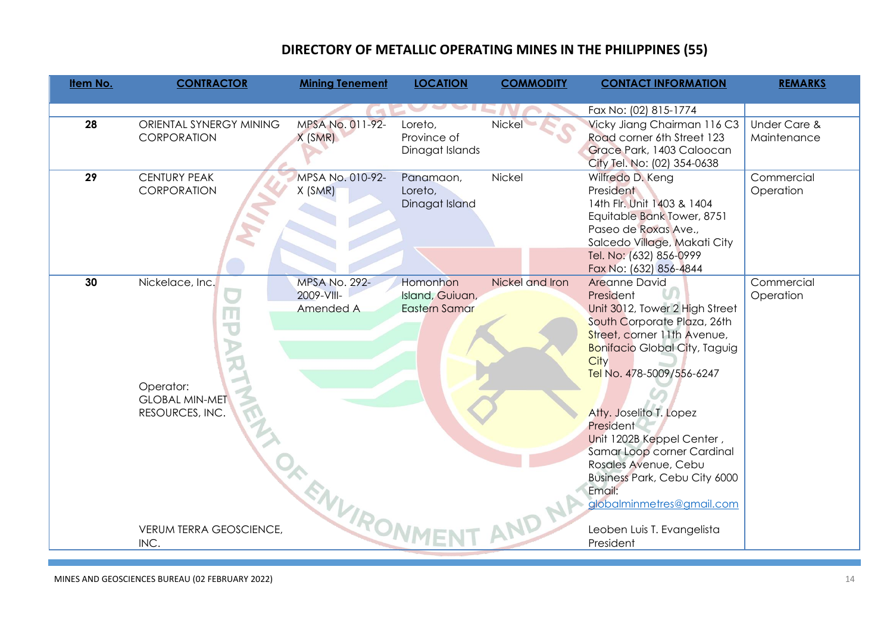# DIRECTORY OF METALLIC OPERATING MINES IN THE PHILIPPINES (55)

| Item No. | CONTRACTOR | Mining Tenement | LOCATION | COMMODITY | CONTACT INFORMATION | REMARKS |
|---|---|---|---|---|---|---|
| | | | | | Fax No: (02) 815-1774 | |
| 28 | ORIENTAL SYNERGY MINING CORPORATION | MPSA No. 011-92-X (SMR) | Loreto, Province of Dinagat Islands | Nickel | Vicky Jiang Chairman 116 C3 Road corner 6th Street 123 Grace Park, 1403 Caloocan City Tel. No: (02) 354-0638 | Under Care & Maintenance |
| 29 | CENTURY PEAK CORPORATION | MPSA No. 010-92-X (SMR) | Panamaon, Loreto, Dinagat Island | Nickel | Wilfredo D. Keng President 14th Flr. Unit 1403 & 1404 Equitable Bank Tower, 8751 Paseo de Roxas Ave., Salcedo Village, Makati City Tel. No: (632) 856-0999 Fax No: (632) 856-4844 | Commercial Operation |
| 30 | Nickelace, Inc.<br><br>Operator: GLOBAL MIN-MET RESOURCES, INC.<br><br>VERUM TERRA GEOSCIENCE, INC. | MPSA No. 292-2009-VIII-Amended A | Homonhon Island, Guiuan, Eastern Samar | Nickel and Iron | Areanne David President Unit 3012, Tower 2 High Street South Corporate Plaza, 26th Street, corner 11th Avenue, Bonifacio Global City, Taguig City Tel No. 478-5009/556-6247<br><br>Atty. Joselito T. Lopez President Unit 1202B Keppel Center , Samar Loop corner Cardinal Rosales Avenue, Cebu Business Park, Cebu City 6000 Email: globalminmetres@gmail.com<br><br>Leoben Luis T. Evangelista President | Commercial Operation |

MINES AND GEOSCIENCES BUREAU (02 FEBRUARY 2022)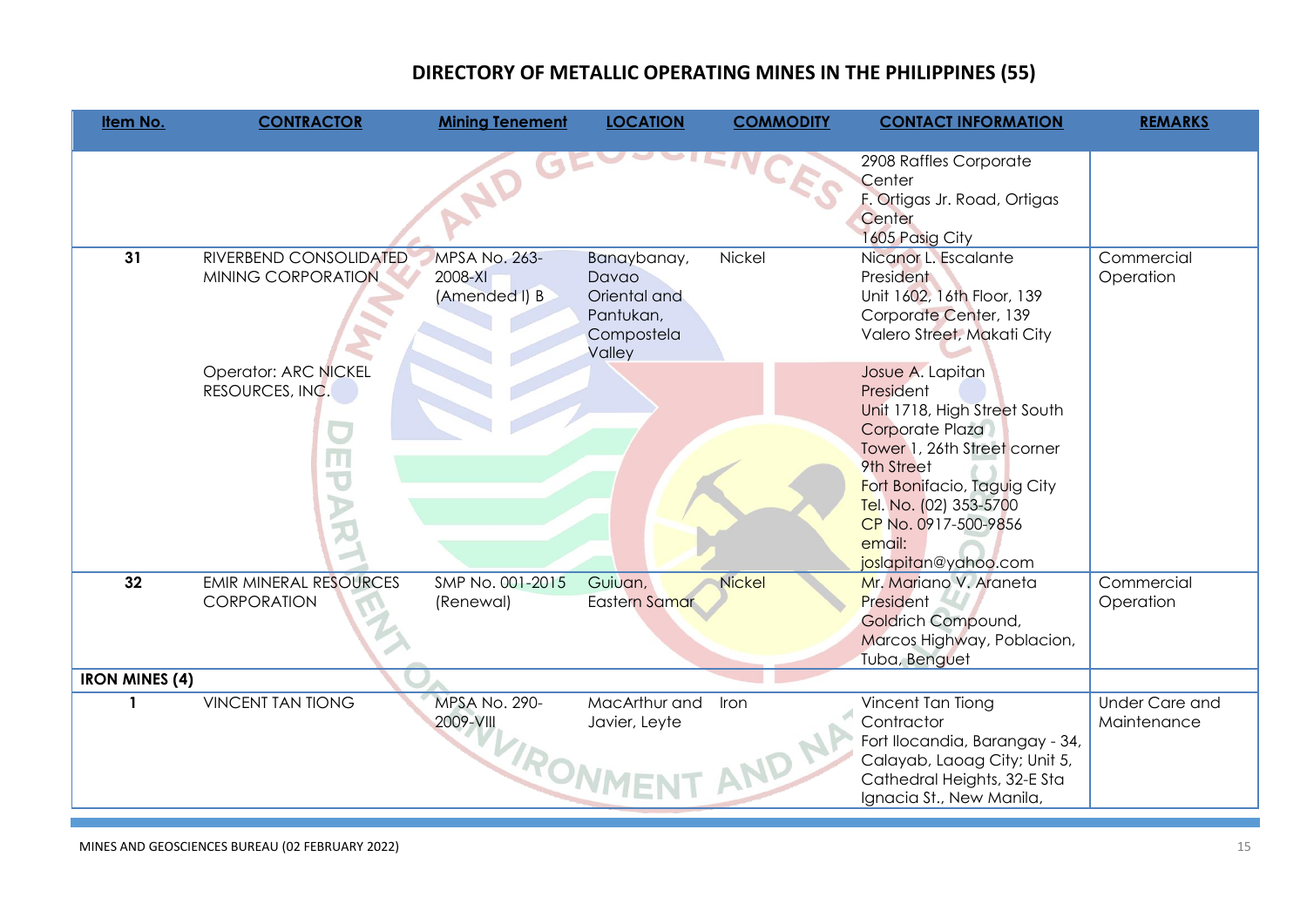# DIRECTORY OF METALLIC OPERATING MINES IN THE PHILIPPINES (55)

| Item No. | CONTRACTOR | Mining Tenement | LOCATION | COMMODITY | CONTACT INFORMATION | REMARKS |
|---|---|---|---|---|---|---|
| | | | | | 2908 Raffles Corporate Center F. Ortigas Jr. Road, Ortigas Center 1605 Pasig City | |
| 31 | RIVERBEND CONSOLIDATED MINING CORPORATION | MPSA No. 263-2008-XI (Amended I) B | Banaybanay, Davao Oriental and Pantukan, Compostela Valley | Nickel | Nicanor L. Escalante President Unit 1602, 16th Floor, 139 Corporate Center, 139 Valero Street, Makati City | Commercial Operation |
| | Operator: ARC NICKEL RESOURCES, INC. | | | | Josue A. Lapitan President Unit 1718, High Street South Corporate Plaza Tower 1, 26th Street corner 9th Street Fort Bonifacio, Taguig City Tel. No. (02) 353-5700 CP No. 0917-500-9856 email: joslapitan@yahoo.com | |
| 32 | EMIR MINERAL RESOURCES CORPORATION | SMP No. 001-2015 (Renewal) | Guiuan, Eastern Samar | Nickel | Mr. Mariano V. Araneta President Goldrich Compound, Marcos Highway, Poblacion, Tuba, Benguet | Commercial Operation |
| **IRON MINES (4)** | | | | | | |
| 1 | VINCENT TAN TIONG | MPSA No. 290-2009-VIII | MacArthur and Javier, Leyte | Iron | Vincent Tan Tiong Contractor Fort Ilocandia, Barangay - 34, Calayab, Laoag City; Unit 5, Cathedral Heights, 32-E Sta Ignacia St., New Manila, | Under Care and Maintenance |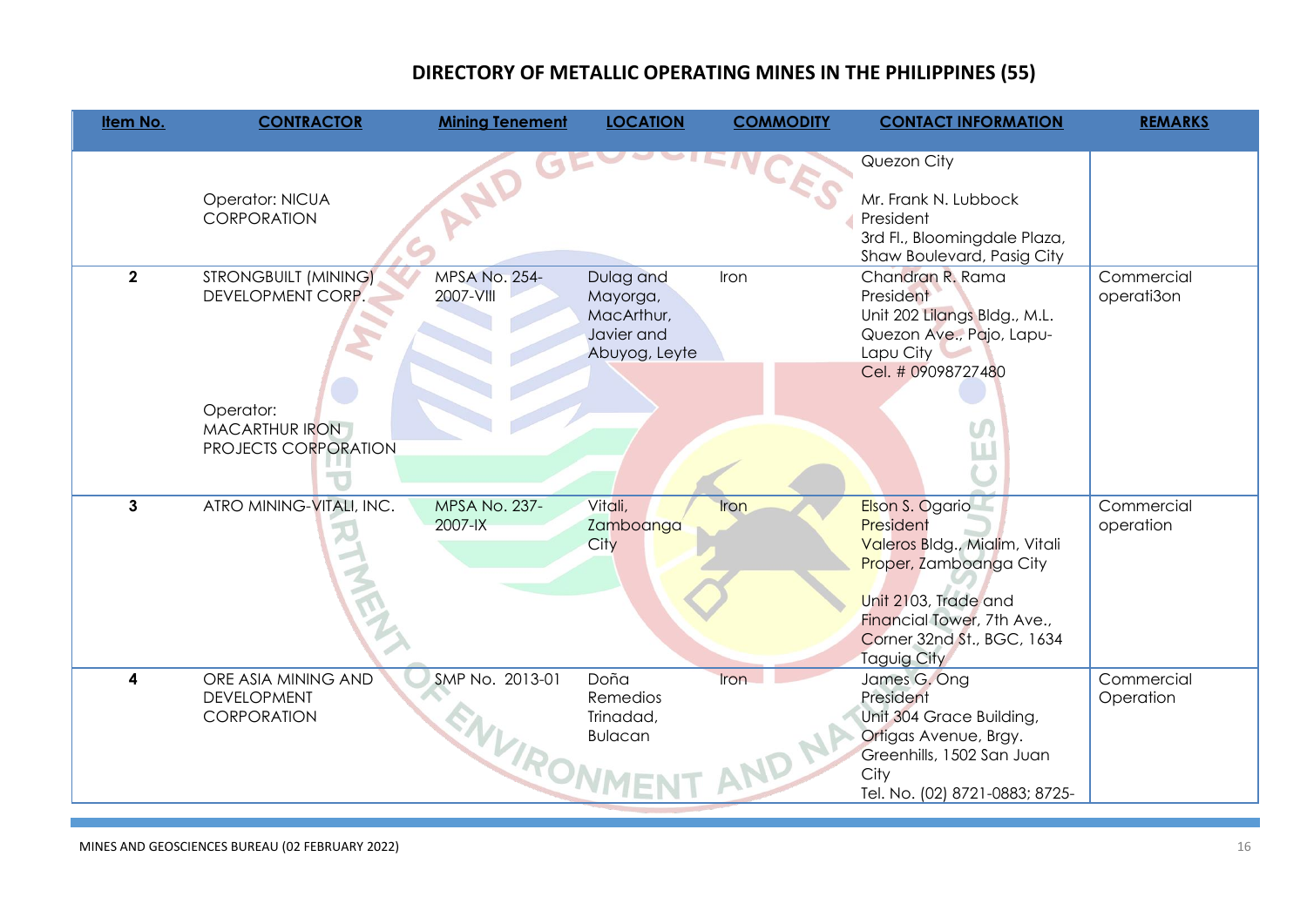## DIRECTORY OF METALLIC OPERATING MINES IN THE PHILIPPINES (55)

| Item No. | CONTRACTOR | Mining Tenement | LOCATION | COMMODITY | CONTACT INFORMATION | REMARKS |
|---|---|---|---|---|---|---|
| | Operator: NICUA CORPORATION | | | | Quezon City<br><br>Mr. Frank N. Lubbock<br>President<br>3rd Fl., Bloomingdale Plaza, Shaw Boulevard, Pasig City | |
| 2 | STRONGBUILT (MINING) DEVELOPMENT CORP.<br><br>Operator: MACARTHUR IRON PROJECTS CORPORATION | MPSA No. 254-2007-VIII | Dulag and Mayorga, MacArthur, Javier and Abuyog, Leyte | Iron | Chandran R. Rama<br>President<br>Unit 202 Lilangs Bldg., M.L. Quezon Ave., Pajo, Lapu-Lapu City<br>Cel. # 09098727480 | Commercial operati3on |
| 3 | ATRO MINING-VITALI, INC. | MPSA No. 237-2007-IX | Vitali, Zamboanga City | Iron | Elson S. Ogario<br>President<br>Valeros Bldg., Mialim, Vitali Proper, Zamboanga City<br><br>Unit 2103, Trade and Financial Tower, 7th Ave., Corner 32nd St., BGC, 1634 Taguig City | Commercial operation |
| 4 | ORE ASIA MINING AND DEVELOPMENT CORPORATION | SMP No. 2013-01 | Doña Remedios Trinadad, Bulacan | Iron | James G. Ong<br>President<br>Unit 304 Grace Building, Ortigas Avenue, Brgy. Greenhills, 1502 San Juan City<br>Tel. No. (02) 8721-0883; 8725- | Commercial Operation |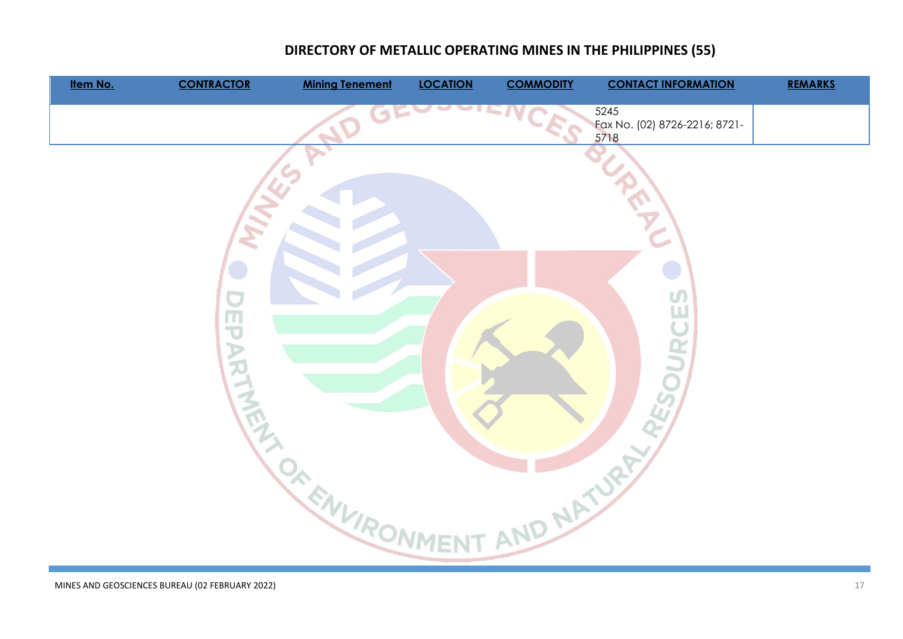# DIRECTORY OF METALLIC OPERATING MINES IN THE PHILIPPINES (55)

| Item No. | CONTRACTOR | Mining Tenement | LOCATION | COMMODITY | CONTACT INFORMATION | REMARKS |
|---|---|---|---|---|---|---|
| | | | | | 5245<br>Fax No. (02) 8726-2216; 8721-5718 | |